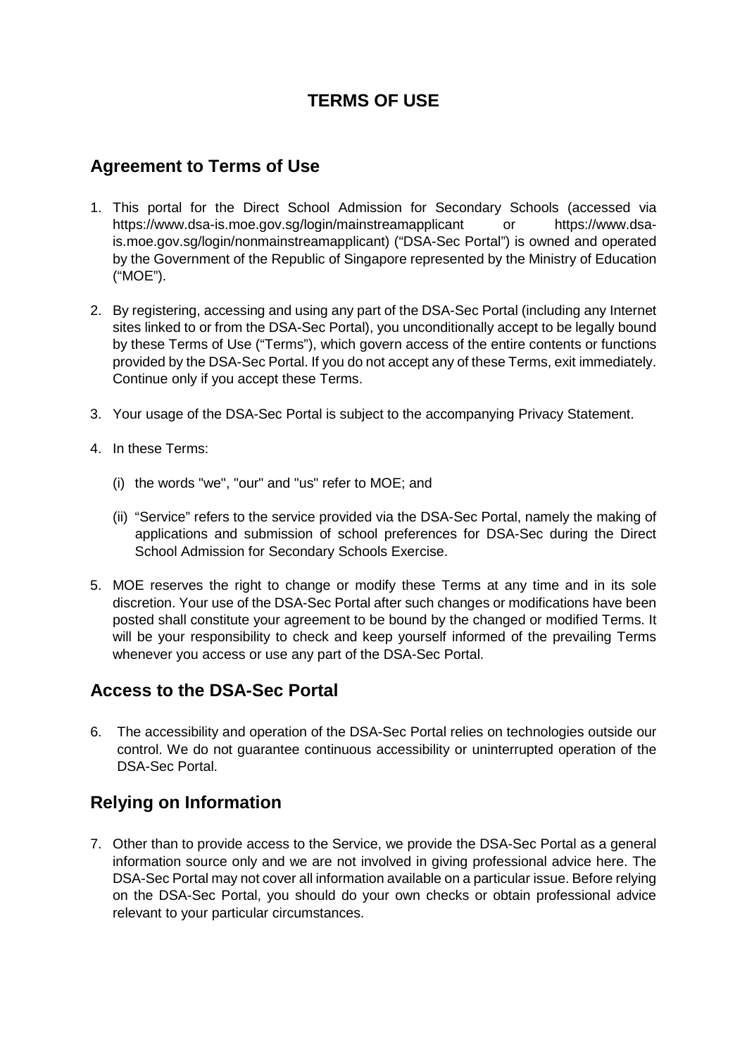# TERMS OF USE

## Agreement to Terms of Use

1. This portal for the Direct School Admission for Secondary Schools (accessed via https://www.dsa-is.moe.gov.sg/login/mainstreamapplicant or https://www.dsa-is.moe.gov.sg/login/nonmainstreamapplicant) ("DSA-Sec Portal") is owned and operated by the Government of the Republic of Singapore represented by the Ministry of Education ("MOE").

2. By registering, accessing and using any part of the DSA-Sec Portal (including any Internet sites linked to or from the DSA-Sec Portal), you unconditionally accept to be legally bound by these Terms of Use ("Terms"), which govern access of the entire contents or functions provided by the DSA-Sec Portal. If you do not accept any of these Terms, exit immediately. Continue only if you accept these Terms.

3. Your usage of the DSA-Sec Portal is subject to the accompanying Privacy Statement.

4. In these Terms:

   (i) the words "we", "our" and "us" refer to MOE; and

   (ii) "Service" refers to the service provided via the DSA-Sec Portal, namely the making of applications and submission of school preferences for DSA-Sec during the Direct School Admission for Secondary Schools Exercise.

5. MOE reserves the right to change or modify these Terms at any time and in its sole discretion. Your use of the DSA-Sec Portal after such changes or modifications have been posted shall constitute your agreement to be bound by the changed or modified Terms. It will be your responsibility to check and keep yourself informed of the prevailing Terms whenever you access or use any part of the DSA-Sec Portal.

## Access to the DSA-Sec Portal

6. The accessibility and operation of the DSA-Sec Portal relies on technologies outside our control. We do not guarantee continuous accessibility or uninterrupted operation of the DSA-Sec Portal.

## Relying on Information

7. Other than to provide access to the Service, we provide the DSA-Sec Portal as a general information source only and we are not involved in giving professional advice here. The DSA-Sec Portal may not cover all information available on a particular issue. Before relying on the DSA-Sec Portal, you should do your own checks or obtain professional advice relevant to your particular circumstances.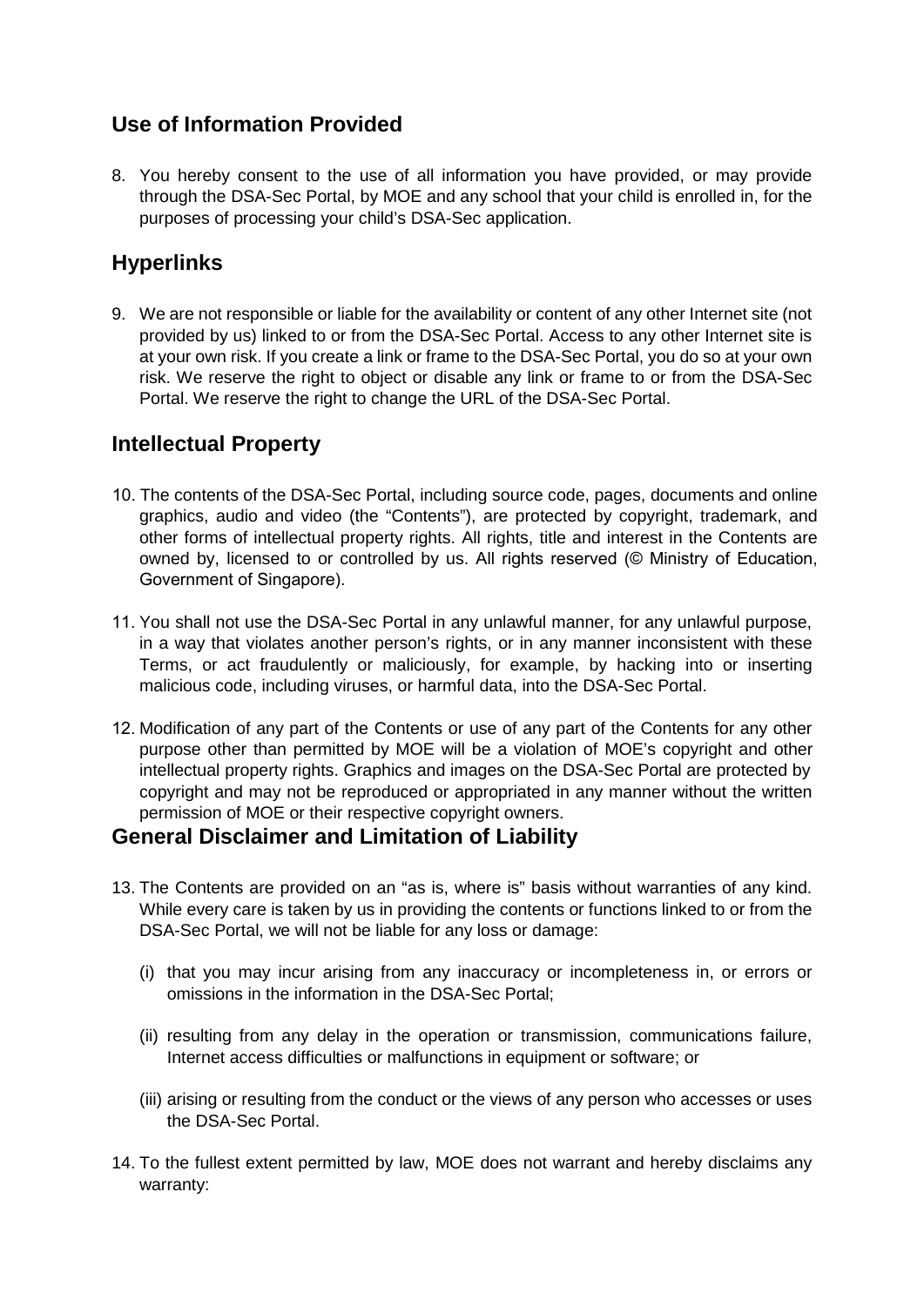## Use of Information Provided

8. You hereby consent to the use of all information you have provided, or may provide through the DSA-Sec Portal, by MOE and any school that your child is enrolled in, for the purposes of processing your child's DSA-Sec application.

## Hyperlinks

9. We are not responsible or liable for the availability or content of any other Internet site (not provided by us) linked to or from the DSA-Sec Portal. Access to any other Internet site is at your own risk. If you create a link or frame to the DSA-Sec Portal, you do so at your own risk. We reserve the right to object or disable any link or frame to or from the DSA-Sec Portal. We reserve the right to change the URL of the DSA-Sec Portal.

## Intellectual Property

10. The contents of the DSA-Sec Portal, including source code, pages, documents and online graphics, audio and video (the "Contents"), are protected by copyright, trademark, and other forms of intellectual property rights. All rights, title and interest in the Contents are owned by, licensed to or controlled by us. All rights reserved (© Ministry of Education, Government of Singapore).

11. You shall not use the DSA-Sec Portal in any unlawful manner, for any unlawful purpose, in a way that violates another person's rights, or in any manner inconsistent with these Terms, or act fraudulently or maliciously, for example, by hacking into or inserting malicious code, including viruses, or harmful data, into the DSA-Sec Portal.

12. Modification of any part of the Contents or use of any part of the Contents for any other purpose other than permitted by MOE will be a violation of MOE's copyright and other intellectual property rights. Graphics and images on the DSA-Sec Portal are protected by copyright and may not be reproduced or appropriated in any manner without the written permission of MOE or their respective copyright owners.

## General Disclaimer and Limitation of Liability

13. The Contents are provided on an "as is, where is" basis without warranties of any kind. While every care is taken by us in providing the contents or functions linked to or from the DSA-Sec Portal, we will not be liable for any loss or damage:

    (i) that you may incur arising from any inaccuracy or incompleteness in, or errors or omissions in the information in the DSA-Sec Portal;

    (ii) resulting from any delay in the operation or transmission, communications failure, Internet access difficulties or malfunctions in equipment or software; or

    (iii) arising or resulting from the conduct or the views of any person who accesses or uses the DSA-Sec Portal.

14. To the fullest extent permitted by law, MOE does not warrant and hereby disclaims any warranty: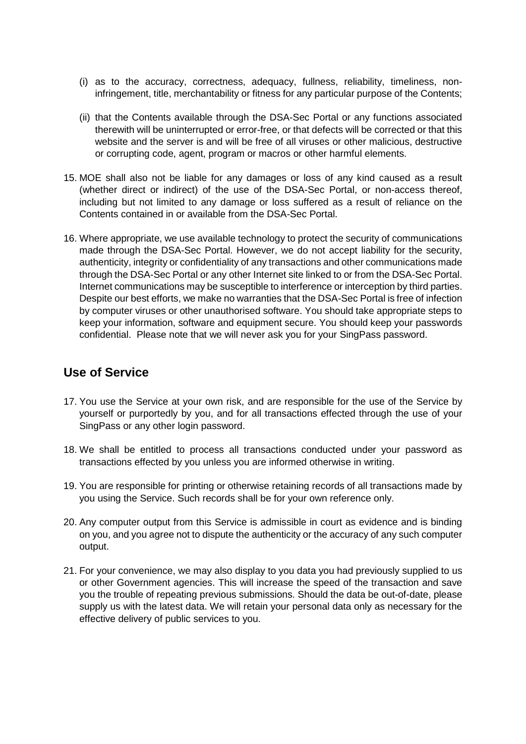(i) as to the accuracy, correctness, adequacy, fullness, reliability, timeliness, non-infringement, title, merchantability or fitness for any particular purpose of the Contents;

(ii) that the Contents available through the DSA-Sec Portal or any functions associated therewith will be uninterrupted or error-free, or that defects will be corrected or that this website and the server is and will be free of all viruses or other malicious, destructive or corrupting code, agent, program or macros or other harmful elements.

15. MOE shall also not be liable for any damages or loss of any kind caused as a result (whether direct or indirect) of the use of the DSA-Sec Portal, or non-access thereof, including but not limited to any damage or loss suffered as a result of reliance on the Contents contained in or available from the DSA-Sec Portal.

16. Where appropriate, we use available technology to protect the security of communications made through the DSA-Sec Portal. However, we do not accept liability for the security, authenticity, integrity or confidentiality of any transactions and other communications made through the DSA-Sec Portal or any other Internet site linked to or from the DSA-Sec Portal. Internet communications may be susceptible to interference or interception by third parties. Despite our best efforts, we make no warranties that the DSA-Sec Portal is free of infection by computer viruses or other unauthorised software. You should take appropriate steps to keep your information, software and equipment secure. You should keep your passwords confidential. Please note that we will never ask you for your SingPass password.

## Use of Service

17. You use the Service at your own risk, and are responsible for the use of the Service by yourself or purportedly by you, and for all transactions effected through the use of your SingPass or any other login password.

18. We shall be entitled to process all transactions conducted under your password as transactions effected by you unless you are informed otherwise in writing.

19. You are responsible for printing or otherwise retaining records of all transactions made by you using the Service. Such records shall be for your own reference only.

20. Any computer output from this Service is admissible in court as evidence and is binding on you, and you agree not to dispute the authenticity or the accuracy of any such computer output.

21. For your convenience, we may also display to you data you had previously supplied to us or other Government agencies. This will increase the speed of the transaction and save you the trouble of repeating previous submissions. Should the data be out-of-date, please supply us with the latest data. We will retain your personal data only as necessary for the effective delivery of public services to you.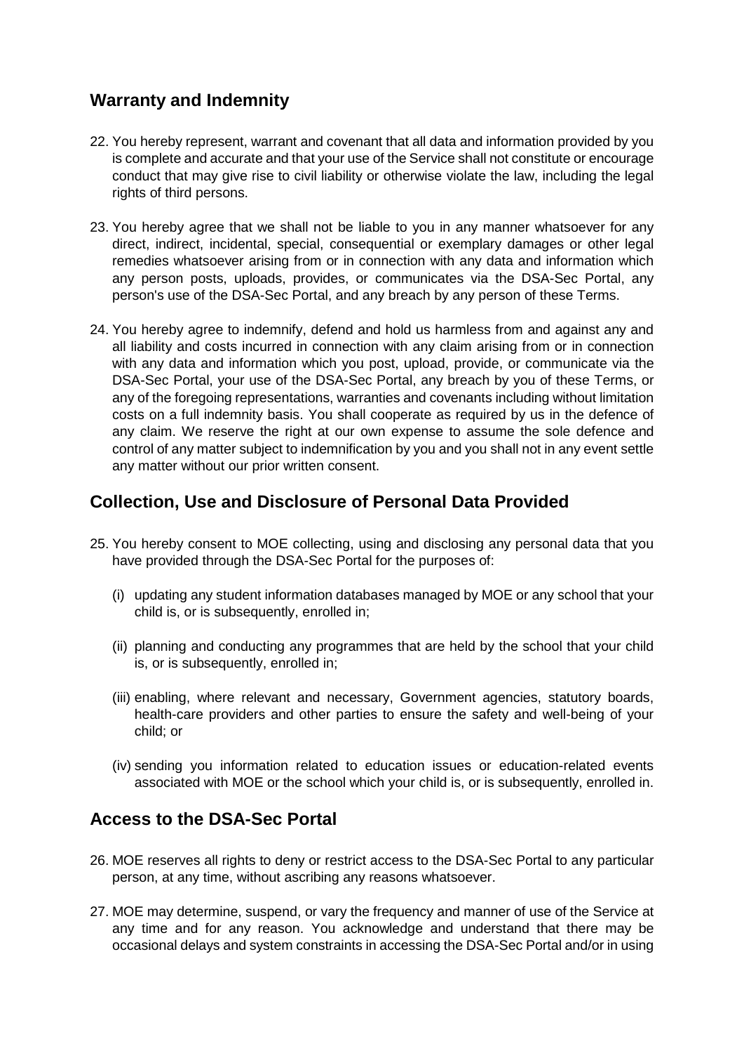## Warranty and Indemnity

22. You hereby represent, warrant and covenant that all data and information provided by you is complete and accurate and that your use of the Service shall not constitute or encourage conduct that may give rise to civil liability or otherwise violate the law, including the legal rights of third persons.

23. You hereby agree that we shall not be liable to you in any manner whatsoever for any direct, indirect, incidental, special, consequential or exemplary damages or other legal remedies whatsoever arising from or in connection with any data and information which any person posts, uploads, provides, or communicates via the DSA-Sec Portal, any person's use of the DSA-Sec Portal, and any breach by any person of these Terms.

24. You hereby agree to indemnify, defend and hold us harmless from and against any and all liability and costs incurred in connection with any claim arising from or in connection with any data and information which you post, upload, provide, or communicate via the DSA-Sec Portal, your use of the DSA-Sec Portal, any breach by you of these Terms, or any of the foregoing representations, warranties and covenants including without limitation costs on a full indemnity basis. You shall cooperate as required by us in the defence of any claim. We reserve the right at our own expense to assume the sole defence and control of any matter subject to indemnification by you and you shall not in any event settle any matter without our prior written consent.

## Collection, Use and Disclosure of Personal Data Provided

25. You hereby consent to MOE collecting, using and disclosing any personal data that you have provided through the DSA-Sec Portal for the purposes of:

    (i) updating any student information databases managed by MOE or any school that your child is, or is subsequently, enrolled in;

    (ii) planning and conducting any programmes that are held by the school that your child is, or is subsequently, enrolled in;

    (iii) enabling, where relevant and necessary, Government agencies, statutory boards, health-care providers and other parties to ensure the safety and well-being of your child; or

    (iv) sending you information related to education issues or education-related events associated with MOE or the school which your child is, or is subsequently, enrolled in.

## Access to the DSA-Sec Portal

26. MOE reserves all rights to deny or restrict access to the DSA-Sec Portal to any particular person, at any time, without ascribing any reasons whatsoever.

27. MOE may determine, suspend, or vary the frequency and manner of use of the Service at any time and for any reason. You acknowledge and understand that there may be occasional delays and system constraints in accessing the DSA-Sec Portal and/or in using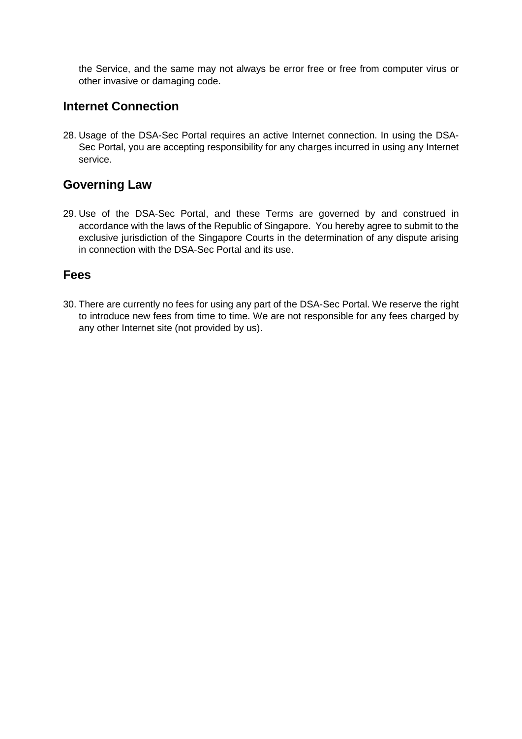the Service, and the same may not always be error free or free from computer virus or other invasive or damaging code.

## Internet Connection

28. Usage of the DSA-Sec Portal requires an active Internet connection. In using the DSA-Sec Portal, you are accepting responsibility for any charges incurred in using any Internet service.

## Governing Law

29. Use of the DSA-Sec Portal, and these Terms are governed by and construed in accordance with the laws of the Republic of Singapore. You hereby agree to submit to the exclusive jurisdiction of the Singapore Courts in the determination of any dispute arising in connection with the DSA-Sec Portal and its use.

## Fees

30. There are currently no fees for using any part of the DSA-Sec Portal. We reserve the right to introduce new fees from time to time. We are not responsible for any fees charged by any other Internet site (not provided by us).